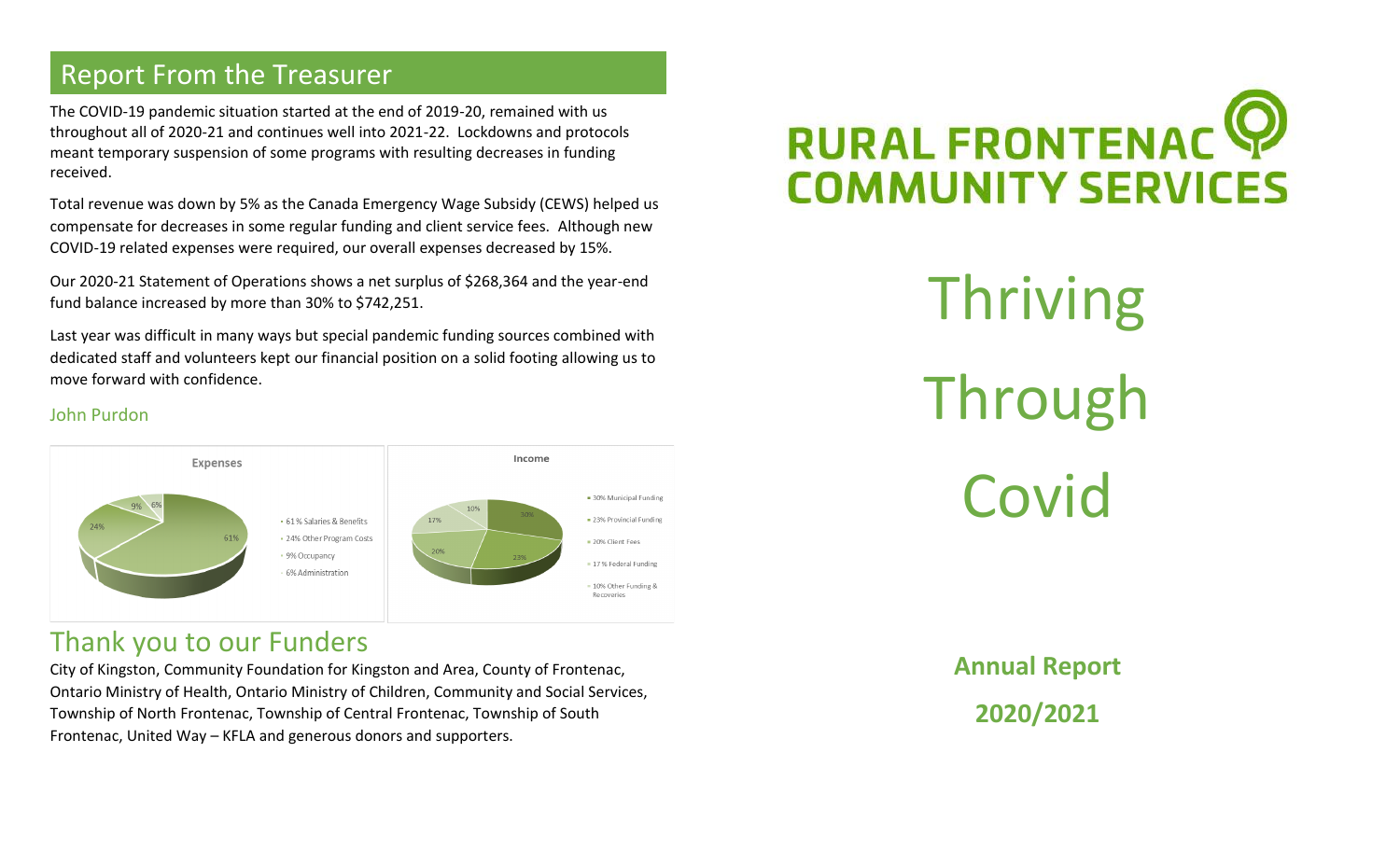## Report From the Treasurer

The COVID-19 pandemic situation started at the end of 2019-20, remained with us throughout all of 2020-21 and continues well into 2021-22. Lockdowns and protocols meant temporary suspension of some programs with resulting decreases in funding received.

Total revenue was down by 5% as the Canada Emergency Wage Subsidy (CEWS) helped us compensate for decreases in some regular funding and client service fees. Although new COVID-19 related expenses were required, our overall expenses decreased by 15%.

Our 2020-21 Statement of Operations shows a net surplus of $268,364 and the year-end fund balance increased by more than 30% to $742,251.

Last year was difficult in many ways but special pandemic funding sources combined with dedicated staff and volunteers kept our financial position on a solid footing allowing us to move forward with confidence.

John Purdon

**Expenses**

- 61% Salaries & Benefits
- 24% Other Program Costs
- 9% Occupancy
- 6% Administration

**Income**

- 30% Municipal Funding
- 23% Provincial Funding
- 20% Client Fees
- 17% Federal Funding
- 10% Other Funding & Recoveries

## Thank you to our Funders

City of Kingston, Community Foundation for Kingston and Area, County of Frontenac, Ontario Ministry of Health, Ontario Ministry of Children, Community and Social Services, Township of North Frontenac, Township of Central Frontenac, Township of South Frontenac, United Way – KFLA and generous donors and supporters.

# RURAL FRONTENAC COMMUNITY SERVICES

# Thriving Through Covid

**Annual Report**

**2020/2021**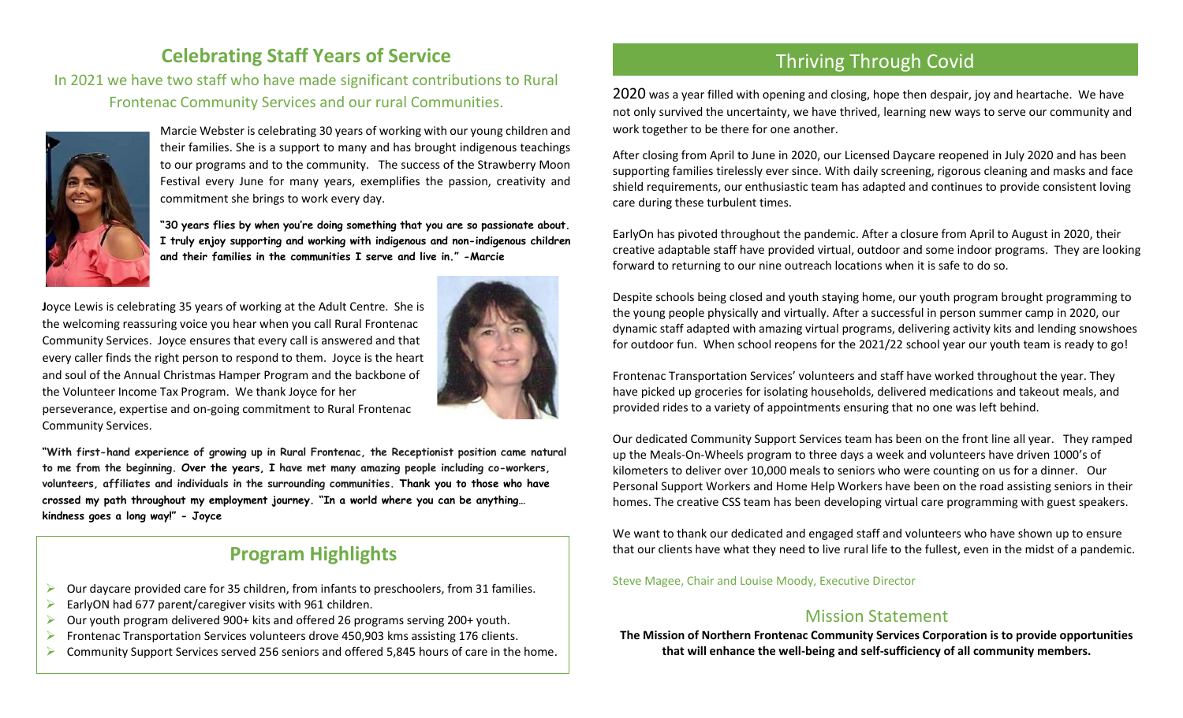## Celebrating Staff Years of Service

In 2021 we have two staff who have made significant contributions to Rural Frontenac Community Services and our rural Communities.

Marcie Webster is celebrating 30 years of working with our young children and their families. She is a support to many and has brought indigenous teachings to our programs and to the community. The success of the Strawberry Moon Festival every June for many years, exemplifies the passion, creativity and commitment she brings to work every day.

**"30 years flies by when you're doing something that you are so passionate about. I truly enjoy supporting and working with indigenous and non-indigenous children and their families in the communities I serve and live in." -Marcie**

Joyce Lewis is celebrating 35 years of working at the Adult Centre. She is the welcoming reassuring voice you hear when you call Rural Frontenac Community Services. Joyce ensures that every call is answered and that every caller finds the right person to respond to them. Joyce is the heart and soul of the Annual Christmas Hamper Program and the backbone of the Volunteer Income Tax Program. We thank Joyce for her perseverance, expertise and on-going commitment to Rural Frontenac Community Services.

**"With first-hand experience of growing up in Rural Frontenac, the Receptionist position came natural to me from the beginning. Over the years, I have met many amazing people including co-workers, volunteers, affiliates and individuals in the surrounding communities. Thank you to those who have crossed my path throughout my employment journey. "In a world where you can be anything… kindness goes a long way!" - Joyce**

## Program Highlights

- Our daycare provided care for 35 children, from infants to preschoolers, from 31 families.
- EarlyON had 677 parent/caregiver visits with 961 children.
- Our youth program delivered 900+ kits and offered 26 programs serving 200+ youth.
- Frontenac Transportation Services volunteers drove 450,903 kms assisting 176 clients.
- Community Support Services served 256 seniors and offered 5,845 hours of care in the home.

## Thriving Through Covid

2020 was a year filled with opening and closing, hope then despair, joy and heartache. We have not only survived the uncertainty, we have thrived, learning new ways to serve our community and work together to be there for one another.

After closing from April to June in 2020, our Licensed Daycare reopened in July 2020 and has been supporting families tirelessly ever since. With daily screening, rigorous cleaning and masks and face shield requirements, our enthusiastic team has adapted and continues to provide consistent loving care during these turbulent times.

EarlyOn has pivoted throughout the pandemic. After a closure from April to August in 2020, their creative adaptable staff have provided virtual, outdoor and some indoor programs. They are looking forward to returning to our nine outreach locations when it is safe to do so.

Despite schools being closed and youth staying home, our youth program brought programming to the young people physically and virtually. After a successful in person summer camp in 2020, our dynamic staff adapted with amazing virtual programs, delivering activity kits and lending snowshoes for outdoor fun. When school reopens for the 2021/22 school year our youth team is ready to go!

Frontenac Transportation Services' volunteers and staff have worked throughout the year. They have picked up groceries for isolating households, delivered medications and takeout meals, and provided rides to a variety of appointments ensuring that no one was left behind.

Our dedicated Community Support Services team has been on the front line all year. They ramped up the Meals-On-Wheels program to three days a week and volunteers have driven 1000's of kilometers to deliver over 10,000 meals to seniors who were counting on us for a dinner. Our Personal Support Workers and Home Help Workers have been on the road assisting seniors in their homes. The creative CSS team has been developing virtual care programming with guest speakers.

We want to thank our dedicated and engaged staff and volunteers who have shown up to ensure that our clients have what they need to live rural life to the fullest, even in the midst of a pandemic.

Steve Magee, Chair and Louise Moody, Executive Director

## Mission Statement

**The Mission of Northern Frontenac Community Services Corporation is to provide opportunities that will enhance the well-being and self-sufficiency of all community members.**